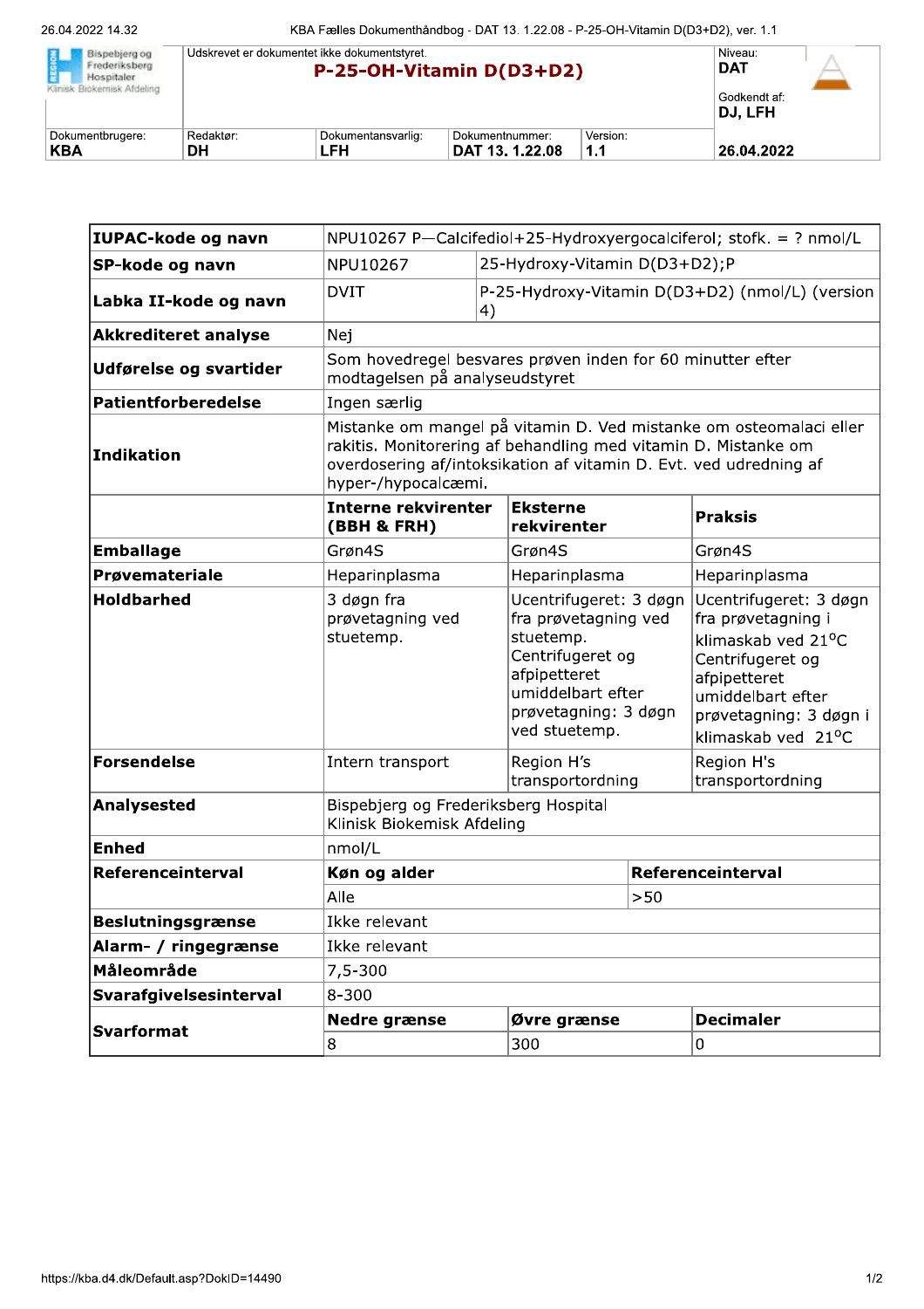| Bispebjerg og Frederiksberg Hospital Klinisk Biokemisk Afdeling | Udskrevet er dokumentet ikke dokumentstyret. **P-25-OH-Vitamin D(D3+D2)** | | | | Niveau: **DAT** Godkendt af: **DJ, LFH** |
|---|---|---|---|---|---|
| Dokumentbrugere: **KBA** | Redaktør: **DH** | Dokumentansvarlig: **LFH** | Dokumentnummer: **DAT 13. 1.22.08** | Version: **1.1** | **26.04.2022** |

| | | | |
|---|---|---|---|
| **IUPAC-kode og navn** | NPU10267 P—Calcifediol+25-Hydroxyergocalciferol; stofk. = ? nmol/L | | |
| **SP-kode og navn** | NPU10267 | 25-Hydroxy-Vitamin D(D3+D2);P | |
| **Labka II-kode og navn** | DVIT | P-25-Hydroxy-Vitamin D(D3+D2) (nmol/L) (version 4) | |
| **Akkrediteret analyse** | Nej | | |
| **Udførelse og svartider** | Som hovedregel besvares prøven inden for 60 minutter efter modtagelsen på analyseudstyret | | |
| **Patientforberedelse** | Ingen særlig | | |
| **Indikation** | Mistanke om mangel på vitamin D. Ved mistanke om osteomalaci eller rakitis. Monitorering af behandling med vitamin D. Mistanke om overdosering af/intoksikation af vitamin D. Evt. ved udredning af hyper-/hypocalcæmi. | | |
| | **Interne rekvirenter (BBH & FRH)** | **Eksterne rekvirenter** | **Praksis** |
| **Emballage** | Grøn4S | Grøn4S | Grøn4S |
| **Prøvemateriale** | Heparinplasma | Heparinplasma | Heparinplasma |
| **Holdbarhed** | 3 døgn fra prøvetagning ved stuetemp. | Ucentrifugeret: 3 døgn fra prøvetagning ved stuetemp. Centrifugeret og afpipetteret umiddelbart efter prøvetagning: 3 døgn ved stuetemp. | Ucentrifugeret: 3 døgn fra prøvetagning i klimaskab ved 21°C Centrifugeret og afpipetteret umiddelbart efter prøvetagning: 3 døgn i klimaskab ved 21°C |
| **Forsendelse** | Intern transport | Region H's transportordning | Region H's transportordning |
| **Analysested** | Bispebjerg og Frederiksberg Hospital Klinisk Biokemisk Afdeling | | |
| **Enhed** | nmol/L | | |
| **Referenceinterval** | **Køn og alder** | | **Referenceinterval** |
| | Alle | | >50 |
| **Beslutningsgrænse** | Ikke relevant | | |
| **Alarm- / ringegrænse** | Ikke relevant | | |
| **Måleområde** | 7,5-300 | | |
| **Svarafgivelsesinterval** | 8-300 | | |
| **Svarformat** | **Nedre grænse** | **Øvre grænse** | **Decimaler** |
| | 8 | 300 | 0 |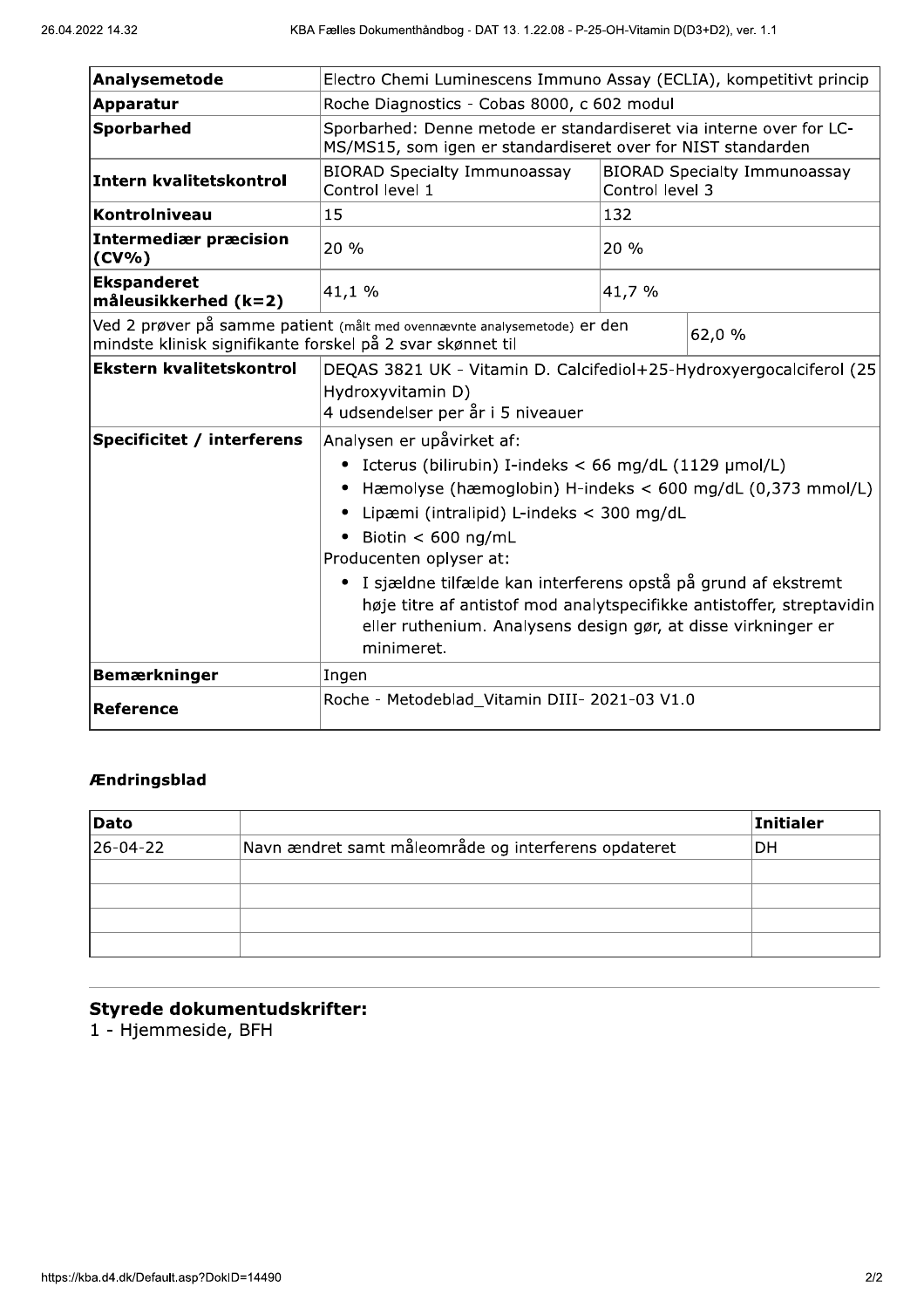| | | |
|---|---|---|
| **Analysemetode** | Electro Chemi Luminescens Immuno Assay (ECLIA), kompetitivt princip | |
| **Apparatur** | Roche Diagnostics - Cobas 8000, c 602 modul | |
| **Sporbarhed** | Sporbarhed: Denne metode er standardiseret via interne over for LC-MS/MS15, som igen er standardiseret over for NIST standarden | |
| **Intern kvalitetskontrol** | BIORAD Specialty Immunoassay Control level 1 | BIORAD Specialty Immunoassay Control level 3 |
| **Kontrolniveau** | 15 | 132 |
| **Intermediær præcision (CV%)** | 20 % | 20 % |
| **Ekspanderet måleusikkerhed (k=2)** | 41,1 % | 41,7 % |
| Ved 2 prøver på samme patient (målt med ovennævnte analysemetode) er den mindste klinisk signifikante forskel på 2 svar skønnet til | | 62,0 % |
| **Ekstern kvalitetskontrol** | DEQAS 3821 UK - Vitamin D. Calcifediol+25-Hydroxyergocalciferol (25 Hydroxyvitamin D)<br>4 udsendelser per år i 5 niveauer | |
| **Specificitet / interferens** | Analysen er upåvirket af:<br>• Icterus (bilirubin) I-indeks < 66 mg/dL (1129 µmol/L)<br>• Hæmolyse (hæmoglobin) H-indeks < 600 mg/dL (0,373 mmol/L)<br>• Lipæmi (intralipid) L-indeks < 300 mg/dL<br>• Biotin < 600 ng/mL<br>Producenten oplyser at:<br>• I sjældne tilfælde kan interferens opstå på grund af ekstremt høje titre af antistof mod analytspecifikke antistoffer, streptavidin eller ruthenium. Analysens design gør, at disse virkninger er minimeret. | |
| **Bemærkninger** | Ingen | |
| **Reference** | Roche - Metodeblad_Vitamin DIII- 2021-03 V1.0 | |

### Ændringsblad

| Dato | | Initialer |
|---|---|---|
| 26-04-22 | Navn ændret samt måleområde og interferens opdateret | DH |
| | | |
| | | |
| | | |
| | | |

## Styrede dokumentudskrifter:

1 - Hjemmeside, BFH